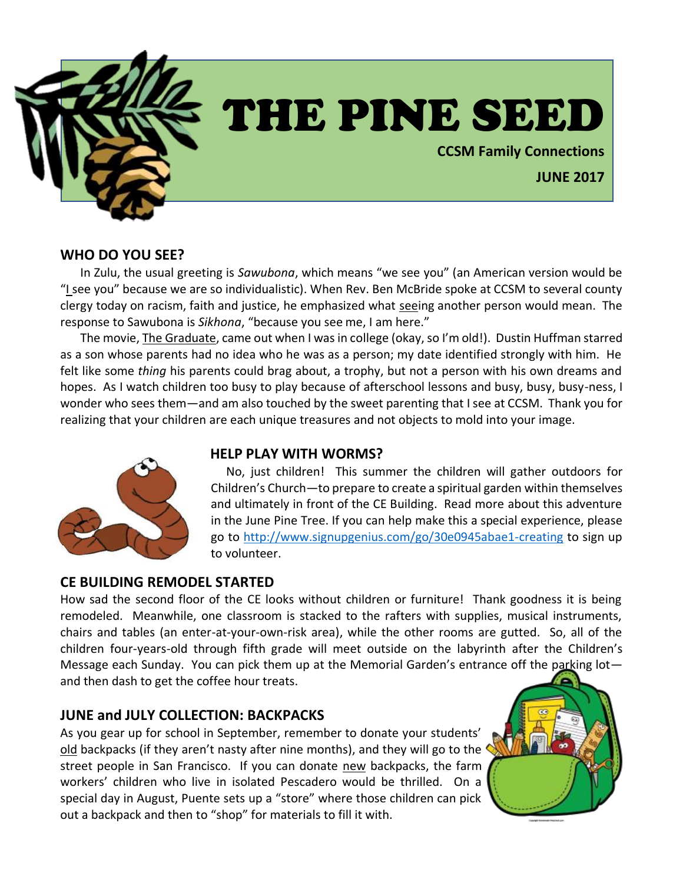# THE PINE SEED

**CCSM Family Connections**

**JUNE 2017**

## WHO DO YOU SEE?

In Zulu, the usual greeting is *Sawubona*, which means "we see you" (an American version would be "I see you" because we are so individualistic). When Rev. Ben McBride spoke at CCSM to several county clergy today on racism, faith and justice, he emphasized what seeing another person would mean. The response to Sawubona is *Sikhona*, "because you see me, I am here."

The movie, The Graduate, came out when I was in college (okay, so I'm old!). Dustin Huffman starred as a son whose parents had no idea who he was as a person; my date identified strongly with him. He felt like some *thing* his parents could brag about, a trophy, but not a person with his own dreams and hopes. As I watch children too busy to play because of afterschool lessons and busy, busy, busy-ness, I wonder who sees them—and am also touched by the sweet parenting that I see at CCSM. Thank you for realizing that your children are each unique treasures and not objects to mold into your image.

## HELP PLAY WITH WORMS?

No, just children! This summer the children will gather outdoors for Children's Church—to prepare to create a spiritual garden within themselves and ultimately in front of the CE Building. Read more about this adventure in the June Pine Tree. If you can help make this a special experience, please go to http://www.signupgenius.com/go/30e0945abae1-creating to sign up to volunteer.

## CE BUILDING REMODEL STARTED

How sad the second floor of the CE looks without children or furniture! Thank goodness it is being remodeled. Meanwhile, one classroom is stacked to the rafters with supplies, musical instruments, chairs and tables (an enter-at-your-own-risk area), while the other rooms are gutted. So, all of the children four-years-old through fifth grade will meet outside on the labyrinth after the Children's Message each Sunday. You can pick them up at the Memorial Garden's entrance off the parking lot—and then dash to get the coffee hour treats.

## JUNE and JULY COLLECTION: BACKPACKS

As you gear up for school in September, remember to donate your students' old backpacks (if they aren't nasty after nine months), and they will go to the street people in San Francisco. If you can donate new backpacks, the farm workers' children who live in isolated Pescadero would be thrilled. On a special day in August, Puente sets up a "store" where those children can pick out a backpack and then to "shop" for materials to fill it with.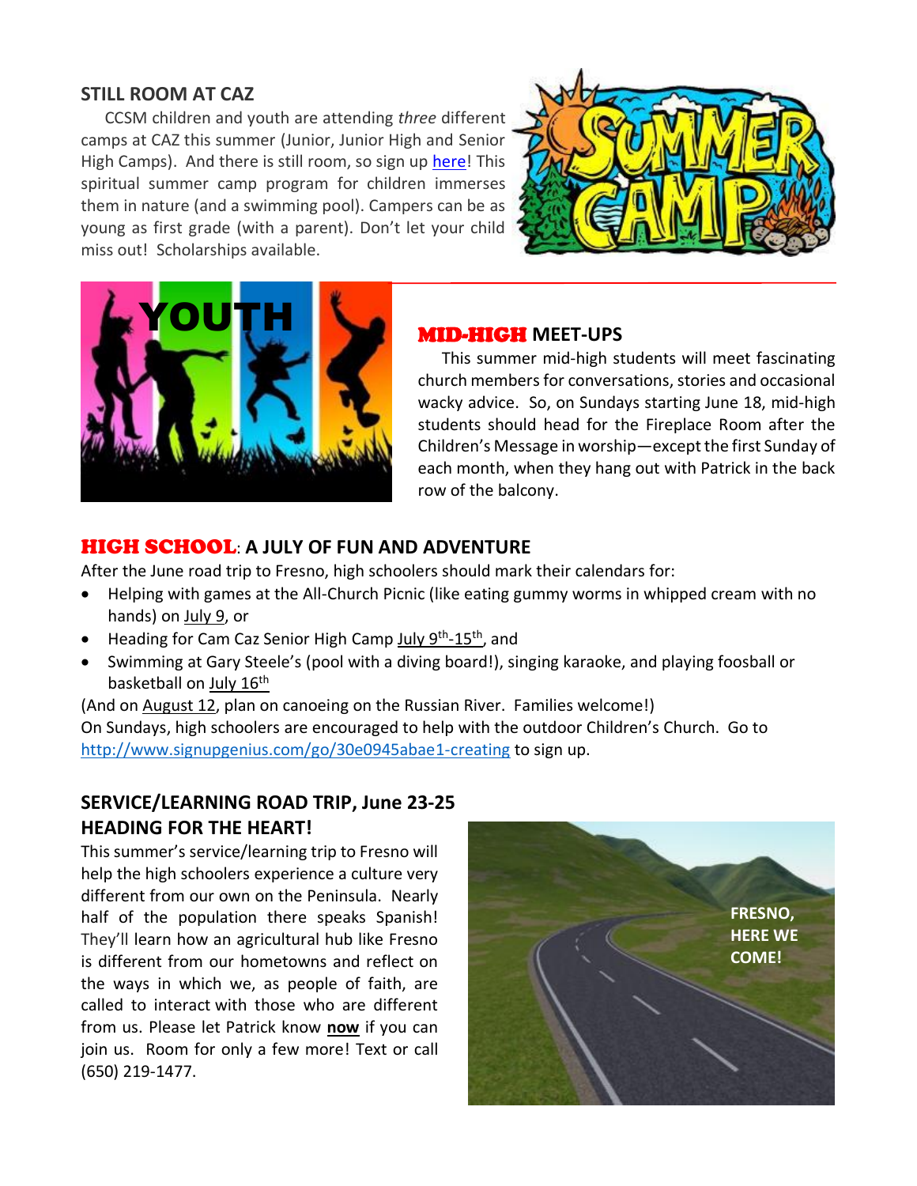## STILL ROOM AT CAZ

CCSM children and youth are attending *three* different camps at CAZ this summer (Junior, Junior High and Senior High Camps). And there is still room, so sign up here! This spiritual summer camp program for children immerses them in nature (and a swimming pool). Campers can be as young as first grade (with a parent). Don't let your child miss out! Scholarships available.

## MID-HIGH MEET-UPS

This summer mid-high students will meet fascinating church members for conversations, stories and occasional wacky advice. So, on Sundays starting June 18, mid-high students should head for the Fireplace Room after the Children's Message in worship—except the first Sunday of each month, when they hang out with Patrick in the back row of the balcony.

## HIGH SCHOOL: A JULY OF FUN AND ADVENTURE

After the June road trip to Fresno, high schoolers should mark their calendars for:

- Helping with games at the All-Church Picnic (like eating gummy worms in whipped cream with no hands) on July 9, or
- Heading for Cam Caz Senior High Camp July 9th-15th, and
- Swimming at Gary Steele's (pool with a diving board!), singing karaoke, and playing foosball or basketball on July 16th

(And on August 12, plan on canoeing on the Russian River. Families welcome!)
On Sundays, high schoolers are encouraged to help with the outdoor Children's Church. Go to http://www.signupgenius.com/go/30e0945abae1-creating to sign up.

## SERVICE/LEARNING ROAD TRIP, June 23-25
## HEADING FOR THE HEART!

This summer's service/learning trip to Fresno will help the high schoolers experience a culture very different from our own on the Peninsula. Nearly half of the population there speaks Spanish! They'll learn how an agricultural hub like Fresno is different from our hometowns and reflect on the ways in which we, as people of faith, are called to interact with those who are different from us. Please let Patrick know **now** if you can join us. Room for only a few more! Text or call (650) 219-1477.